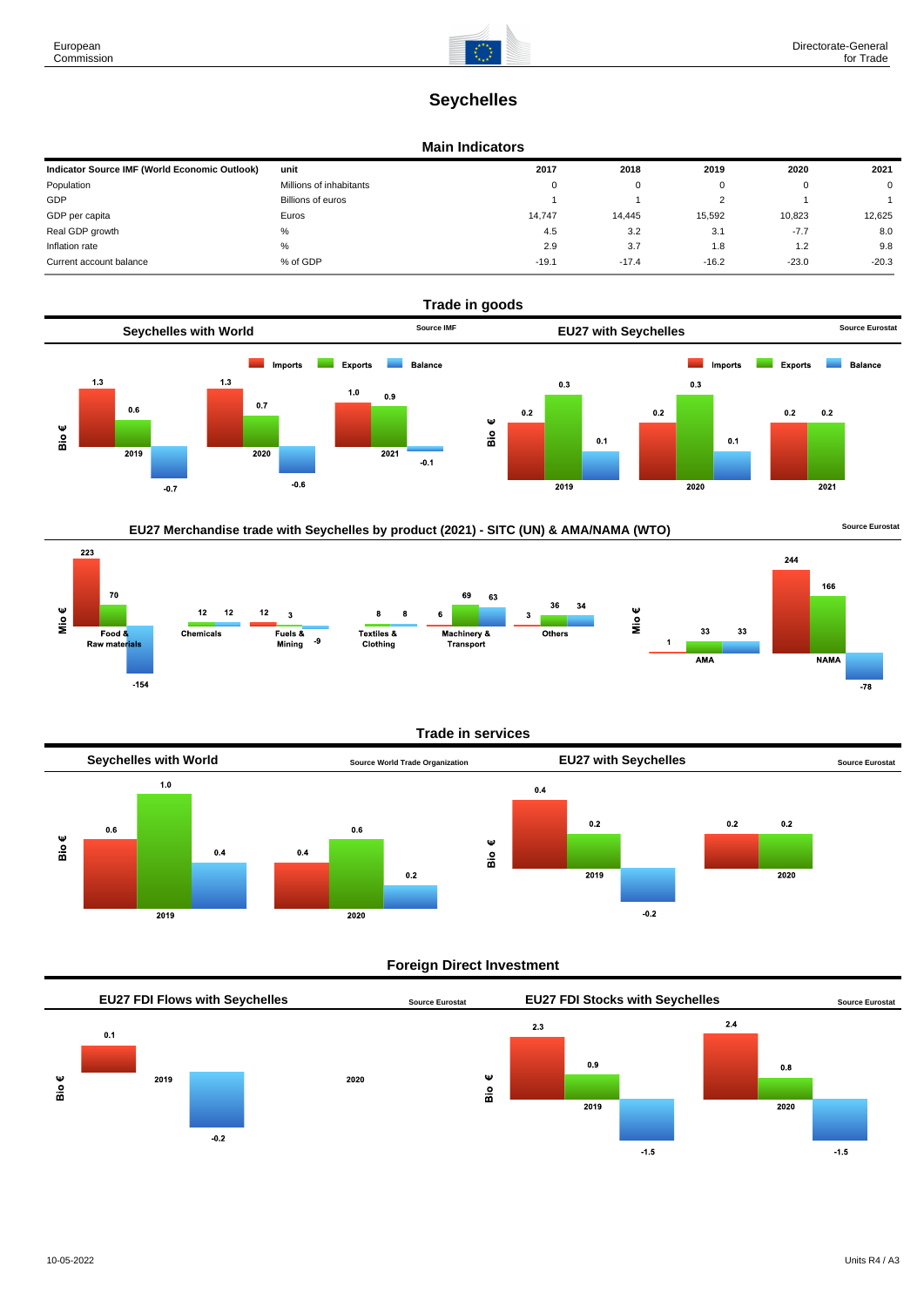European Commission

Directorate-General for Trade

# Seychelles

## Main Indicators

| Indicator Source IMF (World Economic Outlook) | unit | 2017 | 2018 | 2019 | 2020 | 2021 |
| --- | --- | --- | --- | --- | --- | --- |
| Population | Millions of inhabitants | 0 | 0 | 0 | 0 | 0 |
| GDP | Billions of euros | 1 | 1 | 2 | 1 | 1 |
| GDP per capita | Euros | 14,747 | 14,445 | 15,592 | 10,823 | 12,625 |
| Real GDP growth | % | 4.5 | 3.2 | 3.1 | -7.7 | 8.0 |
| Inflation rate | % | 2.9 | 3.7 | 1.8 | 1.2 | 9.8 |
| Current account balance | % of GDP | -19.1 | -17.4 | -16.2 | -23.0 | -20.3 |

## Trade in goods

### Seychelles with World

Source IMF

Bio €

| | Imports | Exports | Balance |
| --- | --- | --- | --- |
| 2019 | 1.3 | 0.6 | -0.7 |
| 2020 | 1.3 | 0.7 | -0.6 |
| 2021 | 1.0 | 0.9 | -0.1 |

### EU27 with Seychelles

Source Eurostat

Bio €

| | Imports | Exports | Balance |
| --- | --- | --- | --- |
| 2019 | 0.2 | 0.3 | 0.1 |
| 2020 | 0.2 | 0.3 | 0.1 |
| 2021 | 0.2 | 0.2 | |

### EU27 Merchandise trade with Seychelles by product (2021) - SITC (UN) & AMA/NAMA (WTO)

Source Eurostat

Mio €

| | Imports | Exports | Balance |
| --- | --- | --- | --- |
| Food & Raw materials | 223 | 70 | -154 |
| Chemicals | | 12 | 12 |
| Fuels & Mining | 12 | 3 | -9 |
| Textiles & Clothing | | 8 | 8 |
| Machinery & Transport | 6 | 69 | 63 |
| Others | 3 | 36 | 34 |

Mio €

| | Imports | Exports | Balance |
| --- | --- | --- | --- |
| AMA | 1 | 33 | 33 |
| NAMA | 244 | 166 | -78 |

## Trade in services

### Seychelles with World

Source World Trade Organization

Bio €

| | Imports | Exports | Balance |
| --- | --- | --- | --- |
| 2019 | 0.6 | 1.0 | 0.4 |
| 2020 | 0.4 | 0.6 | 0.2 |

### EU27 with Seychelles

Source Eurostat

Bio €

| | Imports | Exports | Balance |
| --- | --- | --- | --- |
| 2019 | 0.4 | 0.2 | -0.2 |
| 2020 | 0.2 | 0.2 | |

## Foreign Direct Investment

### EU27 FDI Flows with Seychelles

Source Eurostat

Bio €

| | Inward | Outward | Balance |
| --- | --- | --- | --- |
| 2019 | 0.1 | | -0.2 |
| 2020 | | | |

### EU27 FDI Stocks with Seychelles

Source Eurostat

Bio €

| | Inward | Outward | Balance |
| --- | --- | --- | --- |
| 2019 | 2.3 | 0.9 | -1.5 |
| 2020 | 2.4 | 0.8 | -1.5 |

10-05-2022

Units R4 / A3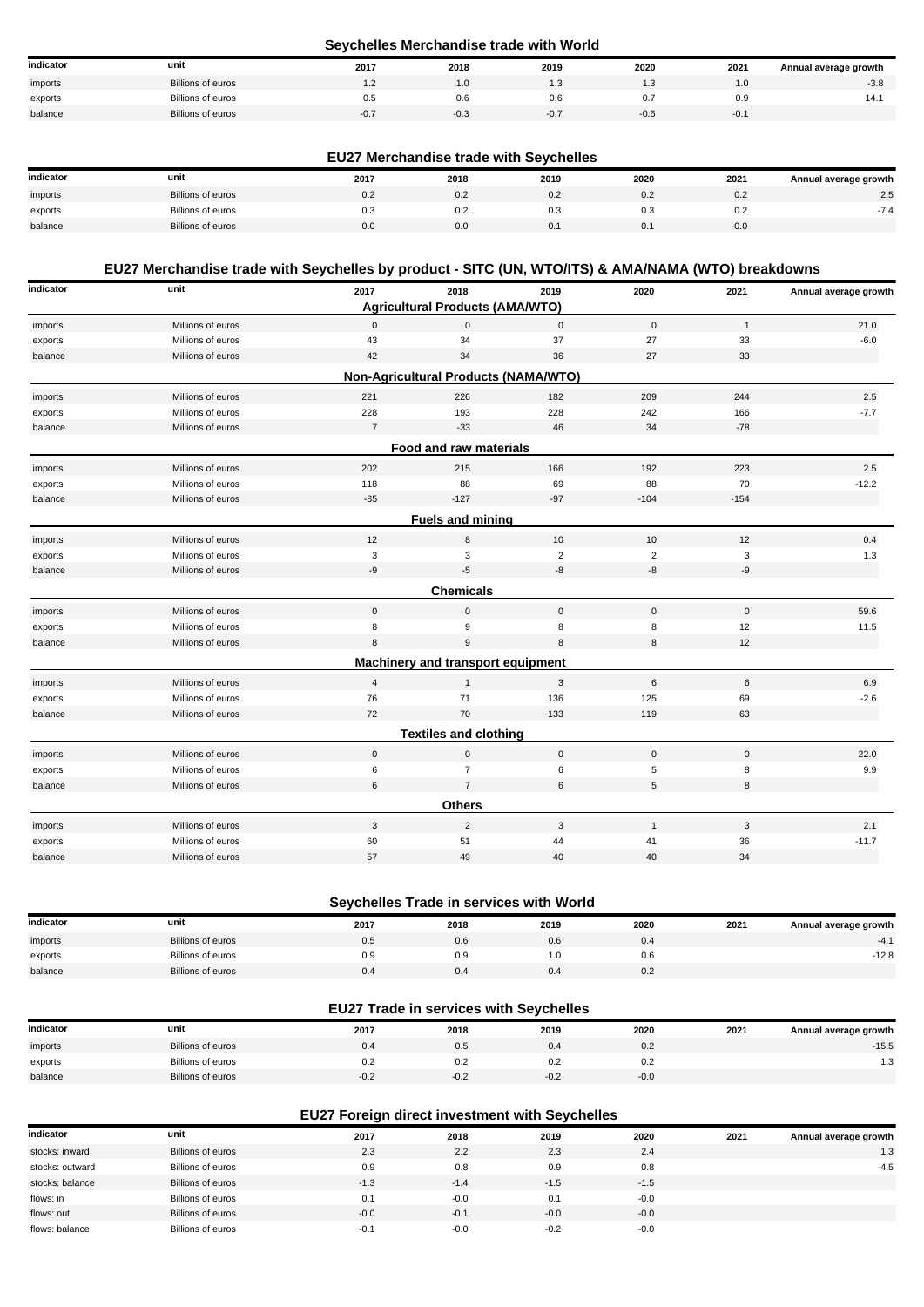## Seychelles Merchandise trade with World

| indicator | unit | 2017 | 2018 | 2019 | 2020 | 2021 | Annual average growth |
|---|---|---|---|---|---|---|---|
| imports | Billions of euros | 1.2 | 1.0 | 1.3 | 1.3 | 1.0 | -3.8 |
| exports | Billions of euros | 0.5 | 0.6 | 0.6 | 0.7 | 0.9 | 14.1 |
| balance | Billions of euros | -0.7 | -0.3 | -0.7 | -0.6 | -0.1 | |

## EU27 Merchandise trade with Seychelles

| indicator | unit | 2017 | 2018 | 2019 | 2020 | 2021 | Annual average growth |
|---|---|---|---|---|---|---|---|
| imports | Billions of euros | 0.2 | 0.2 | 0.2 | 0.2 | 0.2 | 2.5 |
| exports | Billions of euros | 0.3 | 0.2 | 0.3 | 0.3 | 0.2 | -7.4 |
| balance | Billions of euros | 0.0 | 0.0 | 0.1 | 0.1 | -0.0 | |

## EU27 Merchandise trade with Seychelles by product - SITC (UN, WTO/ITS) & AMA/NAMA (WTO) breakdowns

| indicator | unit | 2017 | 2018 | 2019 | 2020 | 2021 | Annual average growth |
|---|---|---|---|---|---|---|---|
| **Agricultural Products (AMA/WTO)** | | | | | | | |
| imports | Millions of euros | 0 | 0 | 0 | 0 | 1 | 21.0 |
| exports | Millions of euros | 43 | 34 | 37 | 27 | 33 | -6.0 |
| balance | Millions of euros | 42 | 34 | 36 | 27 | 33 | |
| **Non-Agricultural Products (NAMA/WTO)** | | | | | | | |
| imports | Millions of euros | 221 | 226 | 182 | 209 | 244 | 2.5 |
| exports | Millions of euros | 228 | 193 | 228 | 242 | 166 | -7.7 |
| balance | Millions of euros | 7 | -33 | 46 | 34 | -78 | |
| **Food and raw materials** | | | | | | | |
| imports | Millions of euros | 202 | 215 | 166 | 192 | 223 | 2.5 |
| exports | Millions of euros | 118 | 88 | 69 | 88 | 70 | -12.2 |
| balance | Millions of euros | -85 | -127 | -97 | -104 | -154 | |
| **Fuels and mining** | | | | | | | |
| imports | Millions of euros | 12 | 8 | 10 | 10 | 12 | 0.4 |
| exports | Millions of euros | 3 | 3 | 2 | 2 | 3 | 1.3 |
| balance | Millions of euros | -9 | -5 | -8 | -8 | -9 | |
| **Chemicals** | | | | | | | |
| imports | Millions of euros | 0 | 0 | 0 | 0 | 0 | 59.6 |
| exports | Millions of euros | 8 | 9 | 8 | 8 | 12 | 11.5 |
| balance | Millions of euros | 8 | 9 | 8 | 8 | 12 | |
| **Machinery and transport equipment** | | | | | | | |
| imports | Millions of euros | 4 | 1 | 3 | 6 | 6 | 6.9 |
| exports | Millions of euros | 76 | 71 | 136 | 125 | 69 | -2.6 |
| balance | Millions of euros | 72 | 70 | 133 | 119 | 63 | |
| **Textiles and clothing** | | | | | | | |
| imports | Millions of euros | 0 | 0 | 0 | 0 | 0 | 22.0 |
| exports | Millions of euros | 6 | 7 | 6 | 5 | 8 | 9.9 |
| balance | Millions of euros | 6 | 7 | 6 | 5 | 8 | |
| **Others** | | | | | | | |
| imports | Millions of euros | 3 | 2 | 3 | 1 | 3 | 2.1 |
| exports | Millions of euros | 60 | 51 | 44 | 41 | 36 | -11.7 |
| balance | Millions of euros | 57 | 49 | 40 | 40 | 34 | |

## Seychelles Trade in services with World

| indicator | unit | 2017 | 2018 | 2019 | 2020 | 2021 | Annual average growth |
|---|---|---|---|---|---|---|---|
| imports | Billions of euros | 0.5 | 0.6 | 0.6 | 0.4 | | -4.1 |
| exports | Billions of euros | 0.9 | 0.9 | 1.0 | 0.6 | | -12.8 |
| balance | Billions of euros | 0.4 | 0.4 | 0.4 | 0.2 | | |

## EU27 Trade in services with Seychelles

| indicator | unit | 2017 | 2018 | 2019 | 2020 | 2021 | Annual average growth |
|---|---|---|---|---|---|---|---|
| imports | Billions of euros | 0.4 | 0.5 | 0.4 | 0.2 | | -15.5 |
| exports | Billions of euros | 0.2 | 0.2 | 0.2 | 0.2 | | 1.3 |
| balance | Billions of euros | -0.2 | -0.2 | -0.2 | -0.0 | | |

## EU27 Foreign direct investment with Seychelles

| indicator | unit | 2017 | 2018 | 2019 | 2020 | 2021 | Annual average growth |
|---|---|---|---|---|---|---|---|
| stocks: inward | Billions of euros | 2.3 | 2.2 | 2.3 | 2.4 | | 1.3 |
| stocks: outward | Billions of euros | 0.9 | 0.8 | 0.9 | 0.8 | | -4.5 |
| stocks: balance | Billions of euros | -1.3 | -1.4 | -1.5 | -1.5 | | |
| flows: in | Billions of euros | 0.1 | -0.0 | 0.1 | -0.0 | | |
| flows: out | Billions of euros | -0.0 | -0.1 | -0.0 | -0.0 | | |
| flows: balance | Billions of euros | -0.1 | -0.0 | -0.2 | -0.0 | | |